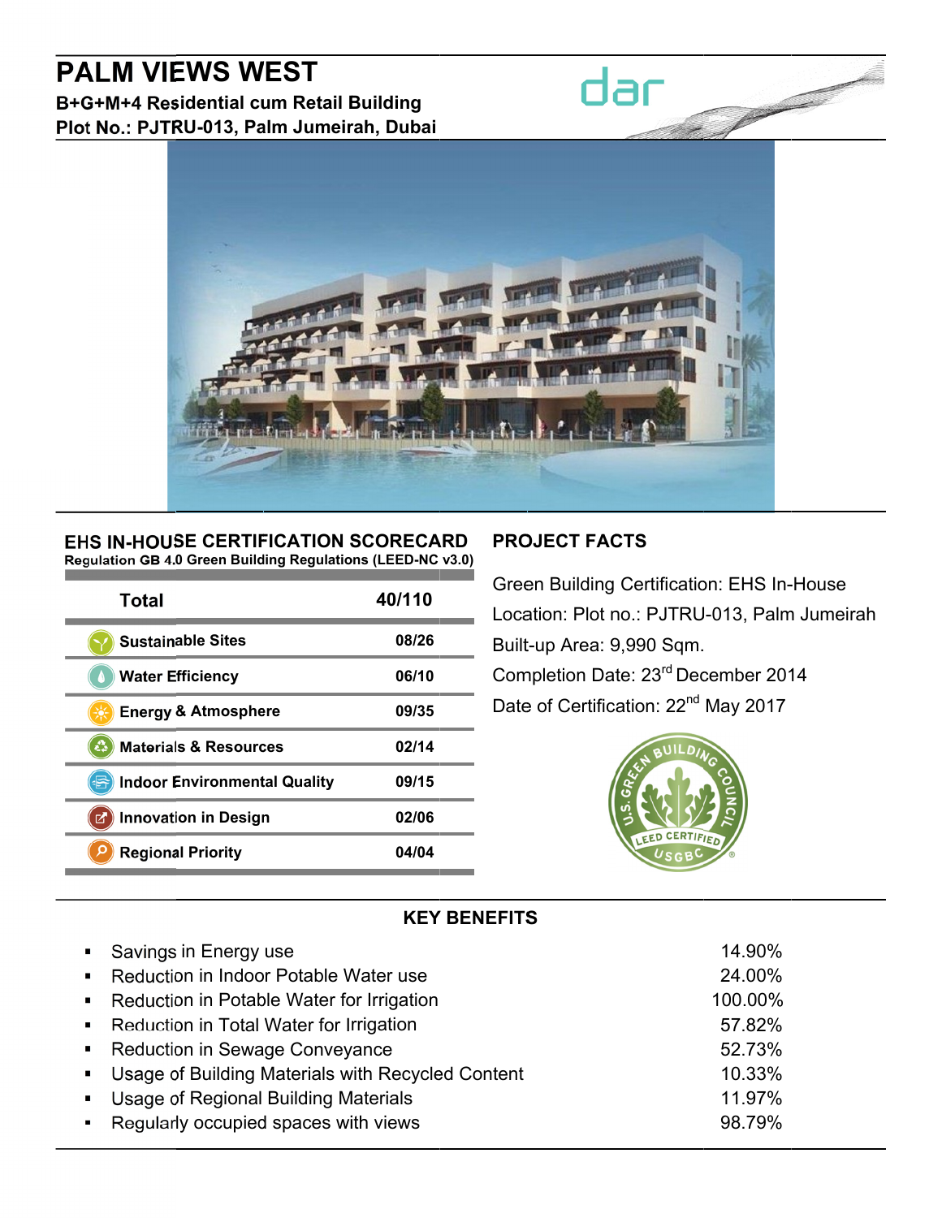# PALM VIEWS WEST

**B+G+M+4 Residential cum Retail Building**

**Plot No.: PJTRU-013, Palm Jumeirah, Dubai**

dar

## EHS IN-HOUSE CERTIFICATION SCORECARD

**Regulation GB 4.0 Green Building Regulations (LEED-NC v3.0)**

| Total | 40/110 |
|---|---|
| Sustainable Sites | 08/26 |
| Water Efficiency | 06/10 |
| Energy & Atmosphere | 09/35 |
| Materials & Resources | 02/14 |
| Indoor Environmental Quality | 09/15 |
| Innovation in Design | 02/06 |
| Regional Priority | 04/04 |

## PROJECT FACTS

Green Building Certification: EHS In-House

Location: Plot no.: PJTRU-013, Palm Jumeirah

Built-up Area: 9,990 Sqm.

Completion Date: 23rd December 2014

Date of Certification: 22nd May 2017

U.S. GREEN BUILDING COUNCIL LEED CERTIFIED USGBC®

## KEY BENEFITS

| Benefit | Value |
|---|---|
| Savings in Energy use | 14.90% |
| Reduction in Indoor Potable Water use | 24.00% |
| Reduction in Potable Water for Irrigation | 100.00% |
| Reduction in Total Water for Irrigation | 57.82% |
| Reduction in Sewage Conveyance | 52.73% |
| Usage of Building Materials with Recycled Content | 10.33% |
| Usage of Regional Building Materials | 11.97% |
| Regularly occupied spaces with views | 98.79% |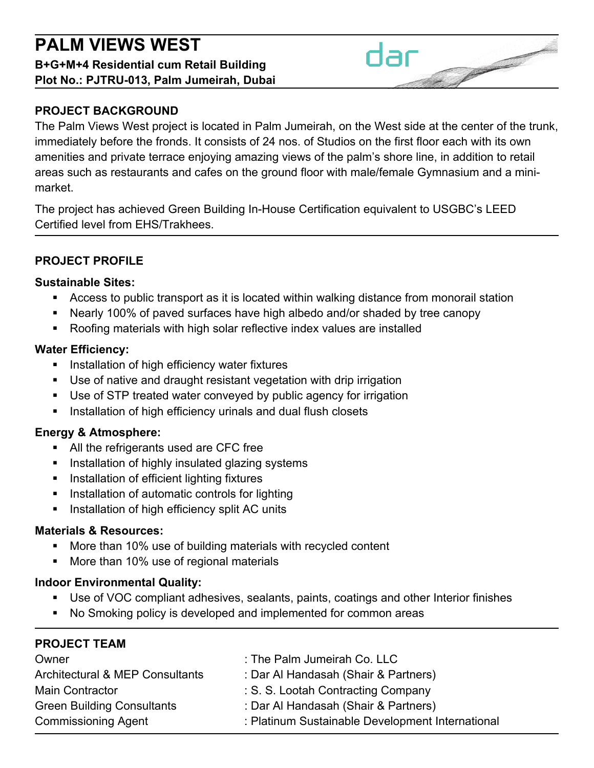# PALM VIEWS WEST

**B+G+M+4 Residential cum Retail Building**
**Plot No.: PJTRU-013, Palm Jumeirah, Dubai**

dar

## PROJECT BACKGROUND

The Palm Views West project is located in Palm Jumeirah, on the West side at the center of the trunk, immediately before the fronds. It consists of 24 nos. of Studios on the first floor each with its own amenities and private terrace enjoying amazing views of the palm's shore line, in addition to retail areas such as restaurants and cafes on the ground floor with male/female Gymnasium and a mini-market.

The project has achieved Green Building In-House Certification equivalent to USGBC's LEED Certified level from EHS/Trakhees.

## PROJECT PROFILE

### Sustainable Sites:

- Access to public transport as it is located within walking distance from monorail station
- Nearly 100% of paved surfaces have high albedo and/or shaded by tree canopy
- Roofing materials with high solar reflective index values are installed

### Water Efficiency:

- Installation of high efficiency water fixtures
- Use of native and draught resistant vegetation with drip irrigation
- Use of STP treated water conveyed by public agency for irrigation
- Installation of high efficiency urinals and dual flush closets

### Energy & Atmosphere:

- All the refrigerants used are CFC free
- Installation of highly insulated glazing systems
- Installation of efficient lighting fixtures
- Installation of automatic controls for lighting
- Installation of high efficiency split AC units

### Materials & Resources:

- More than 10% use of building materials with recycled content
- More than 10% use of regional materials

### Indoor Environmental Quality:

- Use of VOC compliant adhesives, sealants, paints, coatings and other Interior finishes
- No Smoking policy is developed and implemented for common areas

## PROJECT TEAM

| | |
|---|---|
| Owner | : The Palm Jumeirah Co. LLC |
| Architectural & MEP Consultants | : Dar Al Handasah (Shair & Partners) |
| Main Contractor | : S. S. Lootah Contracting Company |
| Green Building Consultants | : Dar Al Handasah (Shair & Partners) |
| Commissioning Agent | : Platinum Sustainable Development International |